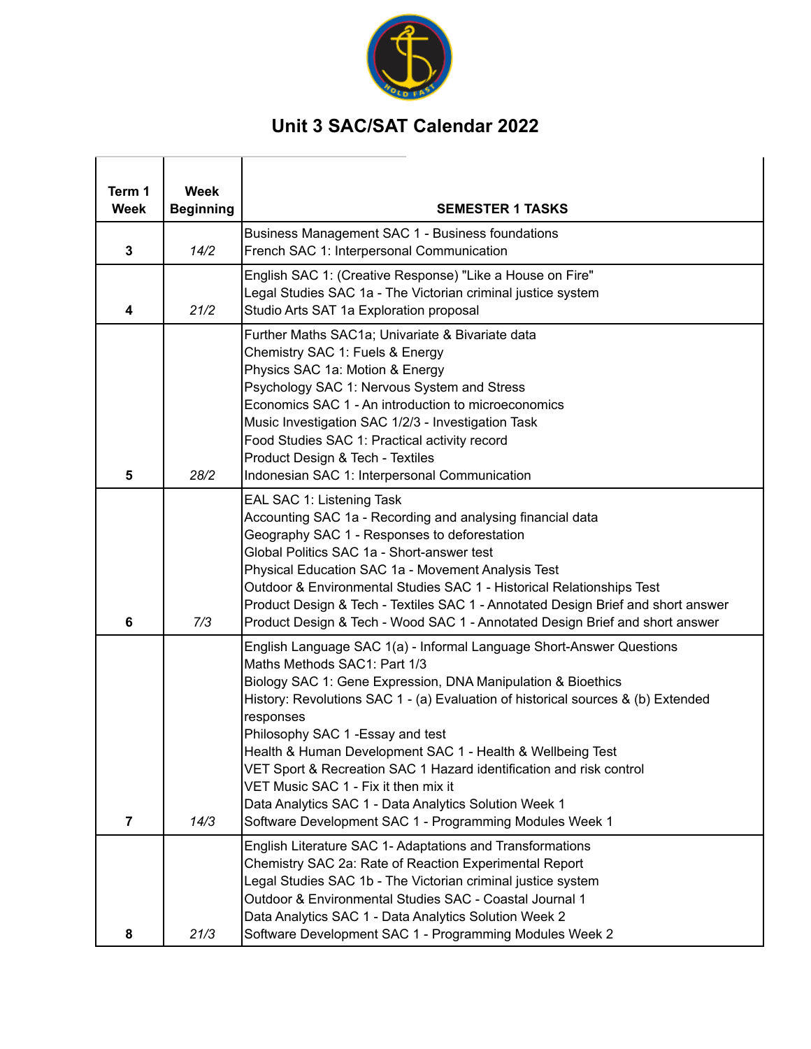# Unit 3 SAC/SAT Calendar 2022

| Term 1 Week | Week Beginning | SEMESTER 1 TASKS |
|---|---|---|
| 3 | *14/2* | Business Management SAC 1 - Business foundations<br>French SAC 1: Interpersonal Communication |
| 4 | *21/2* | English SAC 1: (Creative Response) "Like a House on Fire"<br>Legal Studies SAC 1a - The Victorian criminal justice system<br>Studio Arts SAT 1a Exploration proposal |
| 5 | *28/2* | Further Maths SAC1a; Univariate & Bivariate data<br>Chemistry SAC 1: Fuels & Energy<br>Physics SAC 1a: Motion & Energy<br>Psychology SAC 1: Nervous System and Stress<br>Economics SAC 1 - An introduction to microeconomics<br>Music Investigation SAC 1/2/3 - Investigation Task<br>Food Studies SAC 1: Practical activity record<br>Product Design & Tech - Textiles<br>Indonesian SAC 1: Interpersonal Communication |
| 6 | *7/3* | EAL SAC 1: Listening Task<br>Accounting SAC 1a - Recording and analysing financial data<br>Geography SAC 1 - Responses to deforestation<br>Global Politics SAC 1a - Short-answer test<br>Physical Education SAC 1a - Movement Analysis Test<br>Outdoor & Environmental Studies SAC 1 - Historical Relationships Test<br>Product Design & Tech - Textiles SAC 1 - Annotated Design Brief and short answer<br>Product Design & Tech - Wood SAC 1 - Annotated Design Brief and short answer |
| 7 | *14/3* | English Language SAC 1(a) - Informal Language Short-Answer Questions<br>Maths Methods SAC1: Part 1/3<br>Biology SAC 1: Gene Expression, DNA Manipulation & Bioethics<br>History: Revolutions SAC 1 - (a) Evaluation of historical sources & (b) Extended responses<br>Philosophy SAC 1 -Essay and test<br>Health & Human Development SAC 1 - Health & Wellbeing Test<br>VET Sport & Recreation SAC 1 Hazard identification and risk control<br>VET Music SAC 1 - Fix it then mix it<br>Data Analytics SAC 1 - Data Analytics Solution Week 1<br>Software Development SAC 1 - Programming Modules Week 1 |
| 8 | *21/3* | English Literature SAC 1- Adaptations and Transformations<br>Chemistry SAC 2a: Rate of Reaction Experimental Report<br>Legal Studies SAC 1b - The Victorian criminal justice system<br>Outdoor & Environmental Studies SAC - Coastal Journal 1<br>Data Analytics SAC 1 - Data Analytics Solution Week 2<br>Software Development SAC 1 - Programming Modules Week 2 |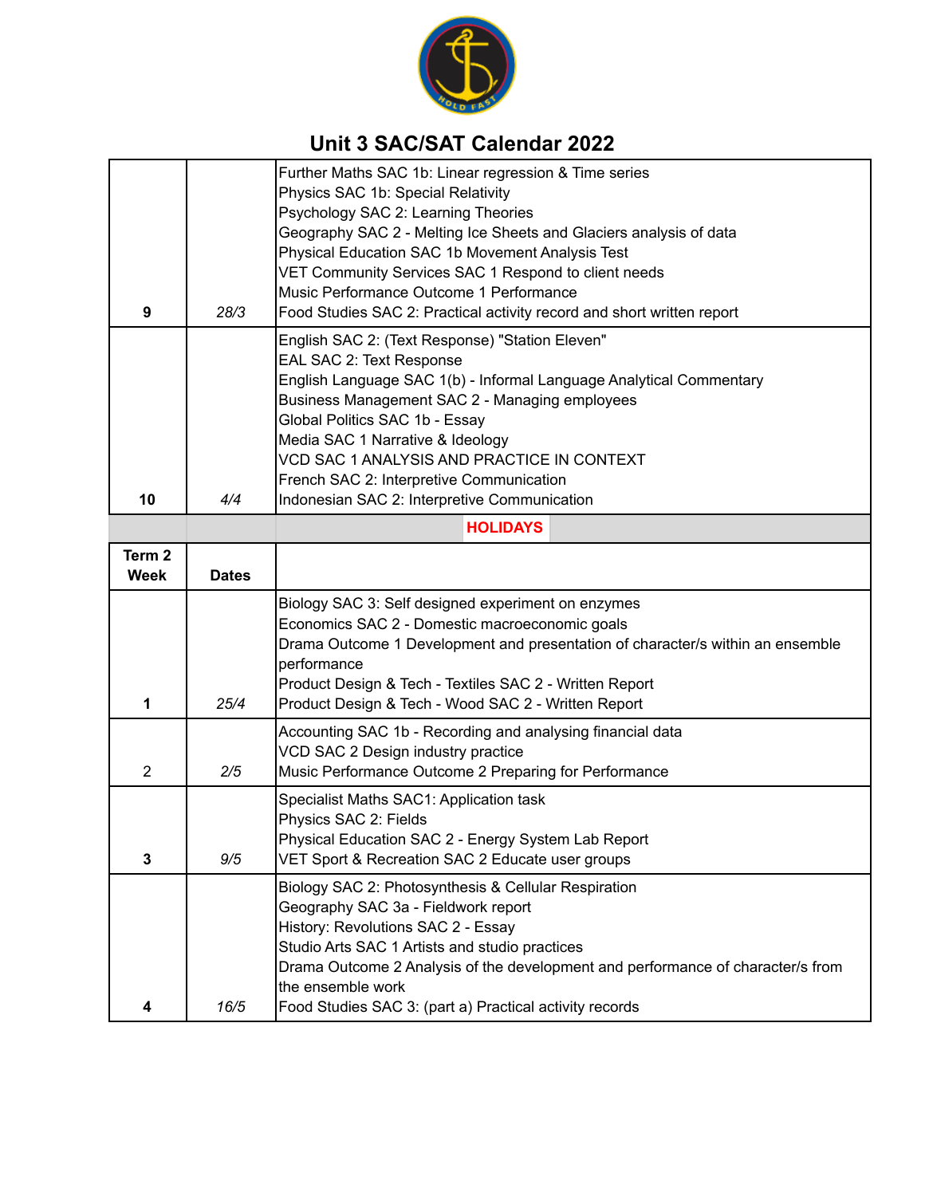## Unit 3 SAC/SAT Calendar 2022

| | | |
|---|---|---|
| 9 | 28/3 | Further Maths SAC 1b: Linear regression & Time series<br>Physics SAC 1b: Special Relativity<br>Psychology SAC 2: Learning Theories<br>Geography SAC 2 - Melting Ice Sheets and Glaciers analysis of data<br>Physical Education SAC 1b Movement Analysis Test<br>VET Community Services SAC 1 Respond to client needs<br>Music Performance Outcome 1 Performance<br>Food Studies SAC 2: Practical activity record and short written report |
| 10 | 4/4 | English SAC 2: (Text Response) "Station Eleven"<br>EAL SAC 2: Text Response<br>English Language SAC 1(b) - Informal Language Analytical Commentary<br>Business Management SAC 2 - Managing employees<br>Global Politics SAC 1b - Essay<br>Media SAC 1 Narrative & Ideology<br>VCD SAC 1 ANALYSIS AND PRACTICE IN CONTEXT<br>French SAC 2: Interpretive Communication<br>Indonesian SAC 2: Interpretive Communication |
| | | **HOLIDAYS** |
| **Term 2 Week** | **Dates** | |
| 1 | 25/4 | Biology SAC 3: Self designed experiment on enzymes<br>Economics SAC 2 - Domestic macroeconomic goals<br>Drama Outcome 1 Development and presentation of character/s within an ensemble performance<br>Product Design & Tech - Textiles SAC 2 - Written Report<br>Product Design & Tech - Wood SAC 2 - Written Report |
| 2 | 2/5 | Accounting SAC 1b - Recording and analysing financial data<br>VCD SAC 2 Design industry practice<br>Music Performance Outcome 2 Preparing for Performance |
| 3 | 9/5 | Specialist Maths SAC1: Application task<br>Physics SAC 2: Fields<br>Physical Education SAC 2 - Energy System Lab Report<br>VET Sport & Recreation SAC 2 Educate user groups |
| 4 | 16/5 | Biology SAC 2: Photosynthesis & Cellular Respiration<br>Geography SAC 3a - Fieldwork report<br>History: Revolutions SAC 2 - Essay<br>Studio Arts SAC 1 Artists and studio practices<br>Drama Outcome 2 Analysis of the development and performance of character/s from the ensemble work<br>Food Studies SAC 3: (part a) Practical activity records |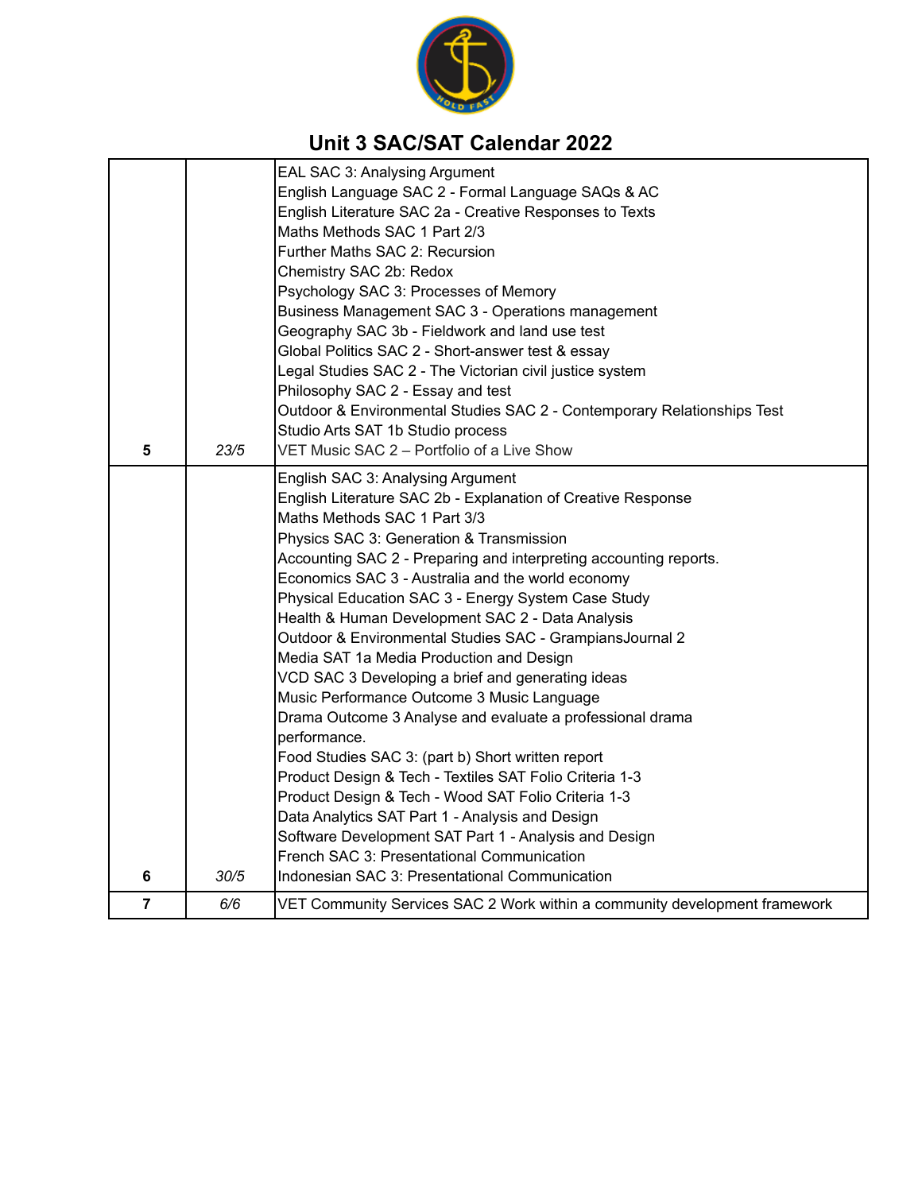# Unit 3 SAC/SAT Calendar 2022

| | | |
|---|---|---|
| **5** | *23/5* | EAL SAC 3: Analysing Argument<br>English Language SAC 2 - Formal Language SAQs & AC<br>English Literature SAC 2a - Creative Responses to Texts<br>Maths Methods SAC 1 Part 2/3<br>Further Maths SAC 2: Recursion<br>Chemistry SAC 2b: Redox<br>Psychology SAC 3: Processes of Memory<br>Business Management SAC 3 - Operations management<br>Geography SAC 3b - Fieldwork and land use test<br>Global Politics SAC 2 - Short-answer test & essay<br>Legal Studies SAC 2 - The Victorian civil justice system<br>Philosophy SAC 2 - Essay and test<br>Outdoor & Environmental Studies SAC 2 - Contemporary Relationships Test<br>Studio Arts SAT 1b Studio process<br>VET Music SAC 2 – Portfolio of a Live Show |
| **6** | *30/5* | English SAC 3: Analysing Argument<br>English Literature SAC 2b - Explanation of Creative Response<br>Maths Methods SAC 1 Part 3/3<br>Physics SAC 3: Generation & Transmission<br>Accounting SAC 2 - Preparing and interpreting accounting reports.<br>Economics SAC 3 - Australia and the world economy<br>Physical Education SAC 3 - Energy System Case Study<br>Health & Human Development SAC 2 - Data Analysis<br>Outdoor & Environmental Studies SAC - GrampiansJournal 2<br>Media SAT 1a Media Production and Design<br>VCD SAC 3 Developing a brief and generating ideas<br>Music Performance Outcome 3 Music Language<br>Drama Outcome 3 Analyse and evaluate a professional drama performance.<br>Food Studies SAC 3: (part b) Short written report<br>Product Design & Tech - Textiles SAT Folio Criteria 1-3<br>Product Design & Tech - Wood SAT Folio Criteria 1-3<br>Data Analytics SAT Part 1 - Analysis and Design<br>Software Development SAT Part 1 - Analysis and Design<br>French SAC 3: Presentational Communication<br>Indonesian SAC 3: Presentational Communication |
| **7** | *6/6* | VET Community Services SAC 2 Work within a community development framework |